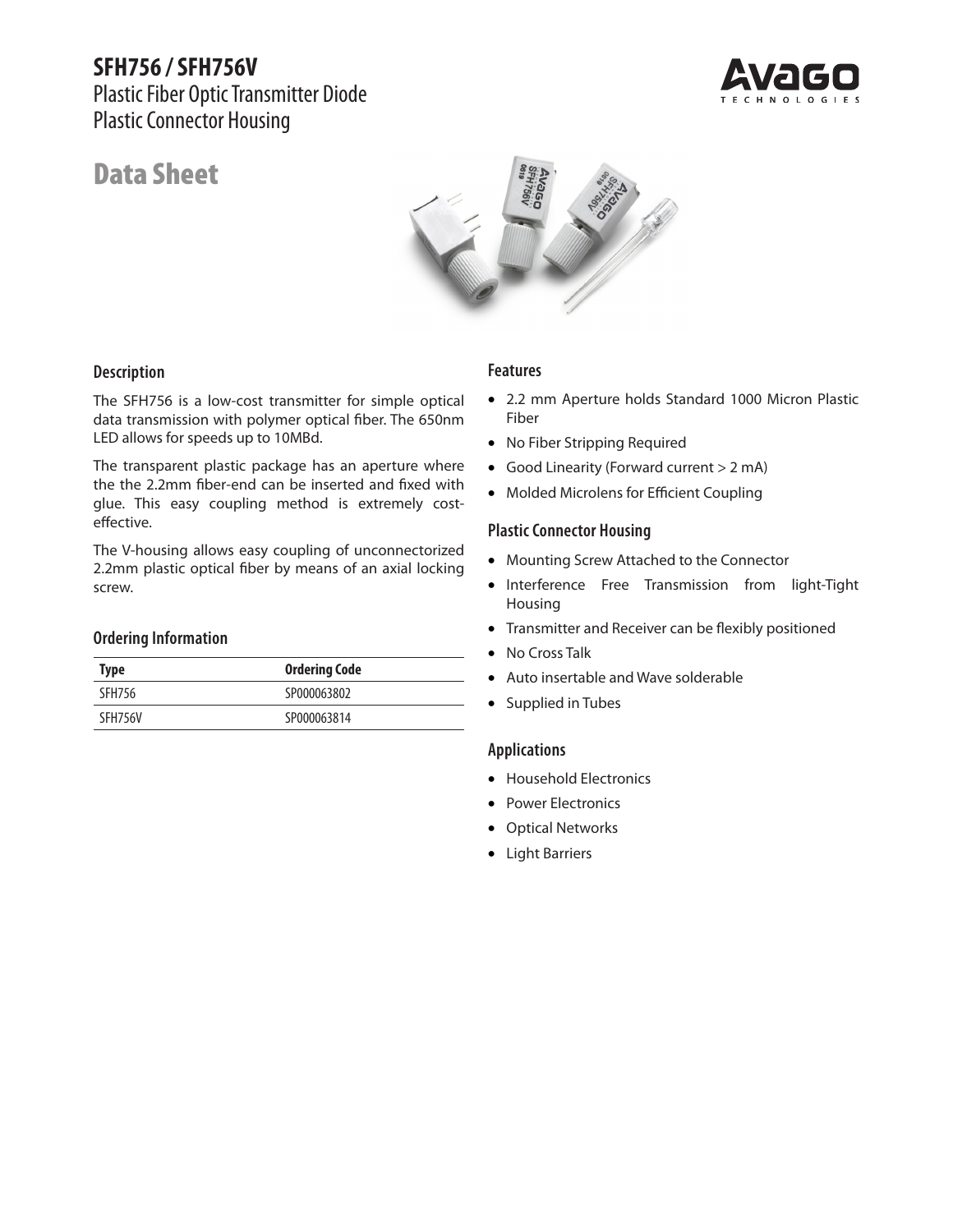# SFH756 / SFH756V

Plastic Fiber Optic Transmitter Diode
Plastic Connector Housing

# Data Sheet

## Description

The SFH756 is a low-cost transmitter for simple optical data transmission with polymer optical fiber. The 650nm LED allows for speeds up to 10MBd.

The transparent plastic package has an aperture where the the 2.2mm fiber-end can be inserted and fixed with glue. This easy coupling method is extremely cost-effective.

The V-housing allows easy coupling of unconnectorized 2.2mm plastic optical fiber by means of an axial locking screw.

## Ordering Information

| Type | Ordering Code |
| --- | --- |
| SFH756 | SP000063802 |
| SFH756V | SP000063814 |

## Features

- 2.2 mm Aperture holds Standard 1000 Micron Plastic Fiber
- No Fiber Stripping Required
- Good Linearity (Forward current > 2 mA)
- Molded Microlens for Efficient Coupling

## Plastic Connector Housing

- Mounting Screw Attached to the Connector
- Interference Free Transmission from light-Tight Housing
- Transmitter and Receiver can be flexibly positioned
- No Cross Talk
- Auto insertable and Wave solderable
- Supplied in Tubes

## Applications

- Household Electronics
- Power Electronics
- Optical Networks
- Light Barriers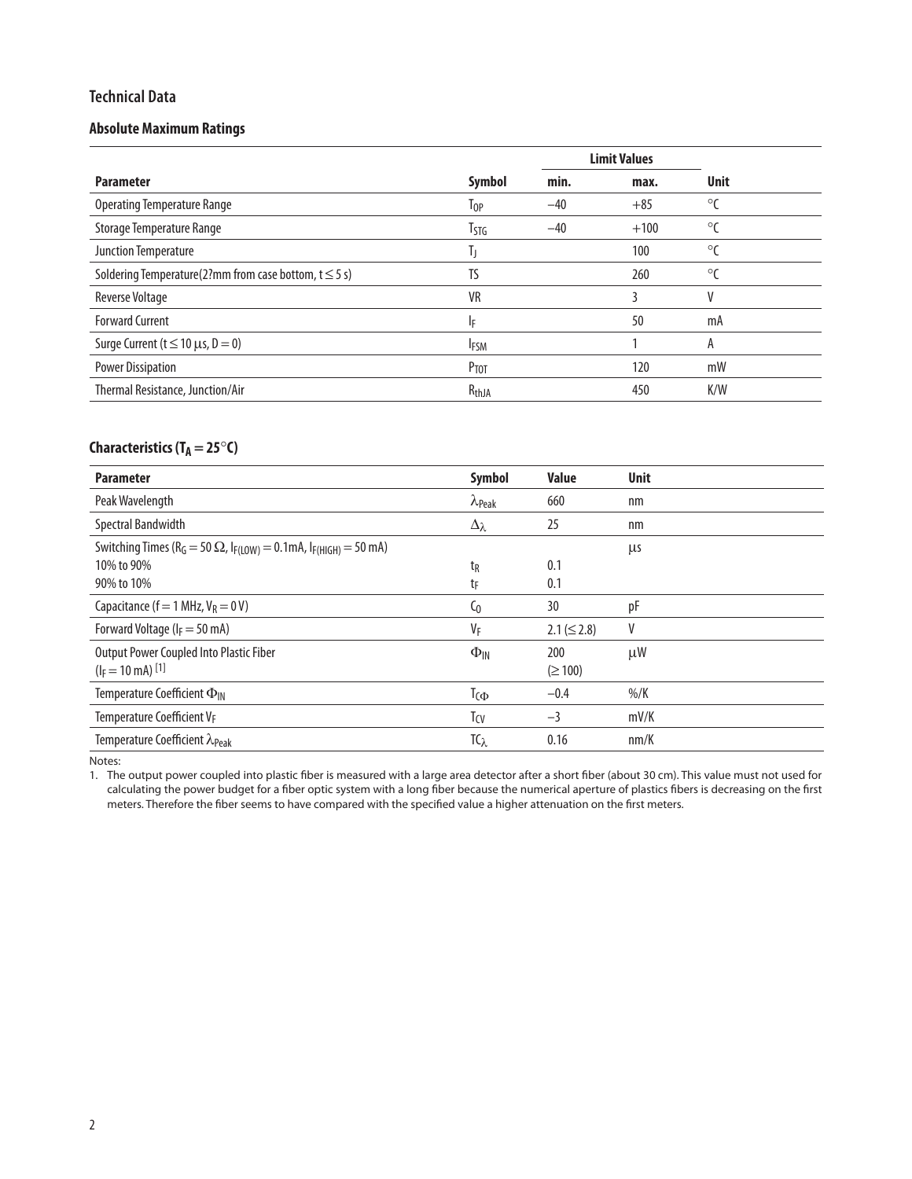## Technical Data

### Absolute Maximum Ratings

| Parameter | Symbol | Limit Values | | Unit |
|---|---|---|---|---|
| | | min. | max. | |
| Operating Temperature Range | $T_{OP}$ | −40 | +85 | °C |
| Storage Temperature Range | $T_{STG}$ | −40 | +100 | °C |
| Junction Temperature | $T_J$ | | 100 | °C |
| Soldering Temperature(2?mm from case bottom, $t \leq 5$ s) | TS | | 260 | °C |
| Reverse Voltage | VR | | 3 | V |
| Forward Current | $I_F$ | | 50 | mA |
| Surge Current ($t \leq 10$ µs, $D = 0$) | $I_{FSM}$ | | 1 | A |
| Power Dissipation | $P_{TOT}$ | | 120 | mW |
| Thermal Resistance, Junction/Air | $R_{thJA}$ | | 450 | K/W |

### Characteristics ($T_A = 25°C$)

| Parameter | Symbol | Value | Unit |
|---|---|---|---|
| Peak Wavelength | $\lambda_{Peak}$ | 660 | nm |
| Spectral Bandwidth | $\Delta_\lambda$ | 25 | nm |
| Switching Times ($R_G = 50\ \Omega$, $I_{F(LOW)} = 0.1$mA, $I_{F(HIGH)} = 50$ mA)<br>10% to 90%<br>90% to 10% | <br>$t_R$<br>$t_F$ | <br>0.1<br>0.1 | µs |
| Capacitance ($f = 1$ MHz, $V_R = 0$ V) | $C_0$ | 30 | pF |
| Forward Voltage ($I_F = 50$ mA) | $V_F$ | 2.1 ($\leq$2.8) | V |
| Output Power Coupled Into Plastic Fiber ($I_F = 10$ mA) [1] | $\Phi_{IN}$ | 200 ($\geq$100) | µW |
| Temperature Coefficient $\Phi_{IN}$ | $T_{C\Phi}$ | −0.4 | %/K |
| Temperature Coefficient $V_F$ | $T_{CV}$ | −3 | mV/K |
| Temperature Coefficient $\lambda_{Peak}$ | $TC_\lambda$ | 0.16 | nm/K |

Notes:

1. The output power coupled into plastic fiber is measured with a large area detector after a short fiber (about 30 cm). This value must not used for calculating the power budget for a fiber optic system with a long fiber because the numerical aperture of plastics fibers is decreasing on the first meters. Therefore the fiber seems to have compared with the specified value a higher attenuation on the first meters.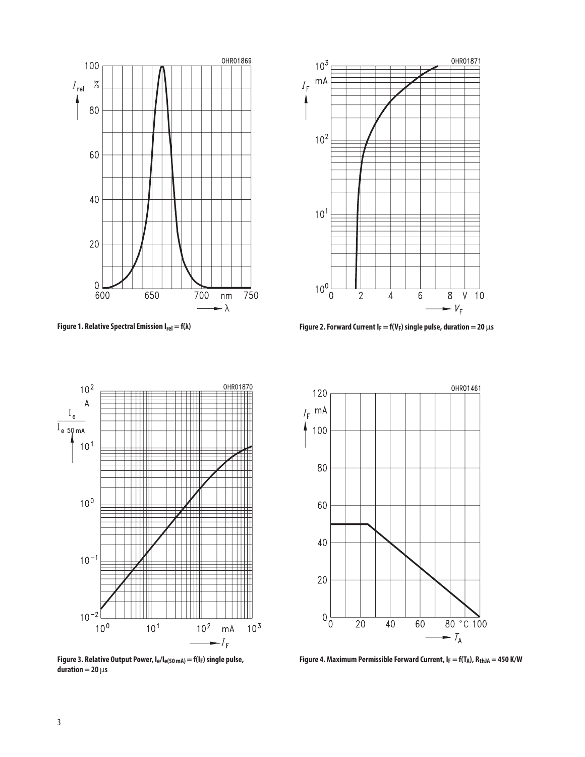Figure 1. Relative Spectral Emission $I_{rel} = f(\lambda)$

Figure 2. Forward Current $I_F = f(V_F)$ single pulse, duration = 20 µs

Figure 3. Relative Output Power, $I_e/I_{e(50\,mA)} = f(I_F)$ single pulse, duration = 20 µs

Figure 4. Maximum Permissible Forward Current, $I_F = f(T_A)$, $R_{thJA}$ = 450 K/W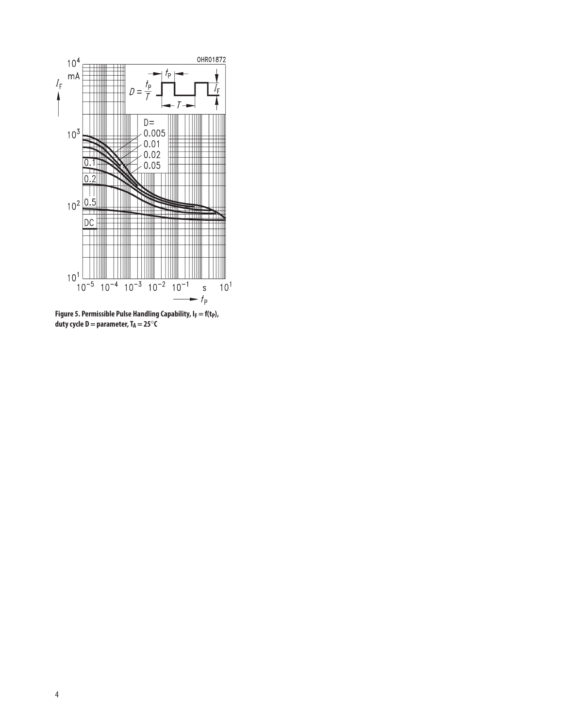**Figure 5. Permissible Pulse Handling Capability, $I_F = f(t_P)$, duty cycle D = parameter, $T_A = 25°C$**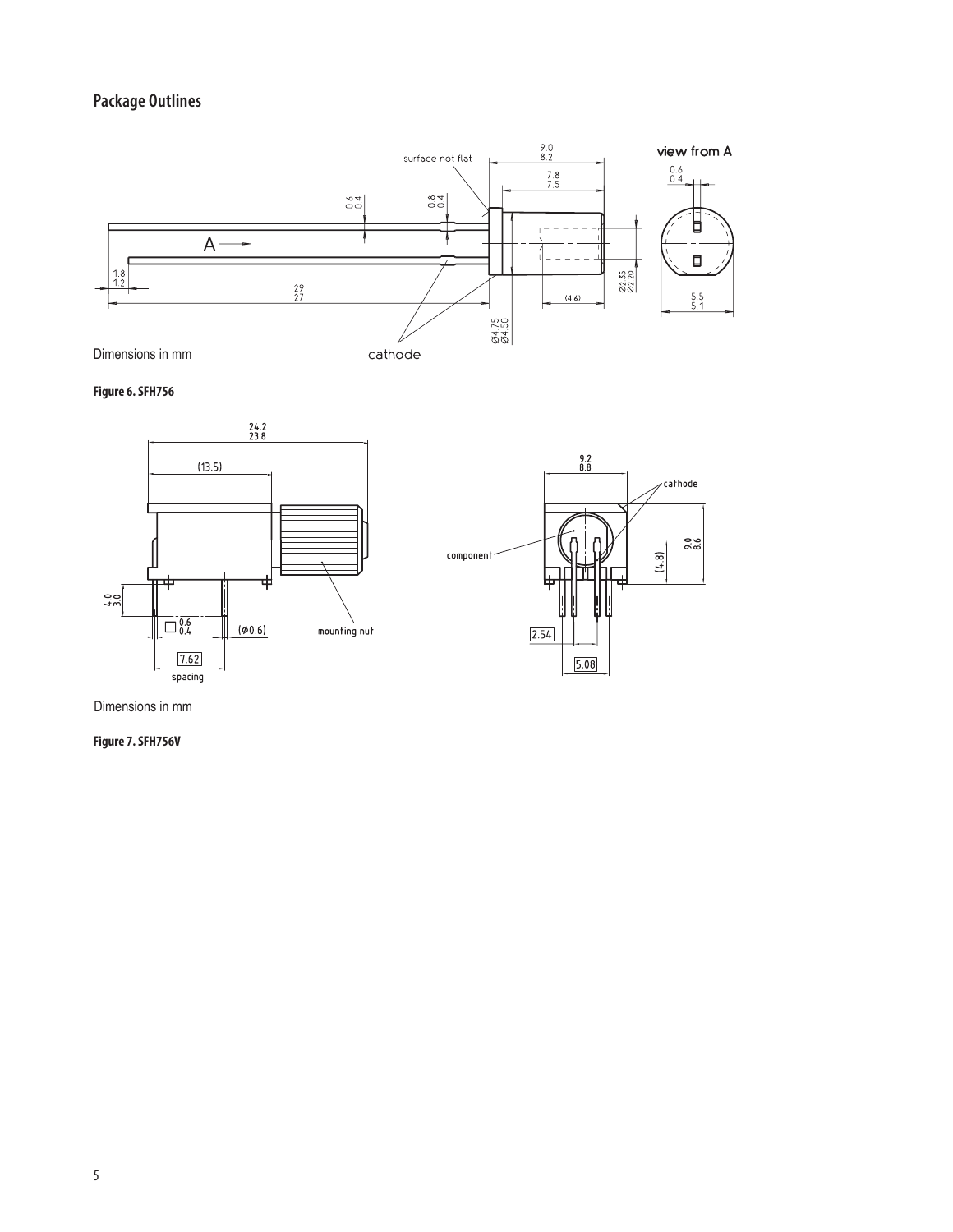## Package Outlines

Dimensions in mm

**Figure 6. SFH756**

Dimensions in mm

**Figure 7. SFH756V**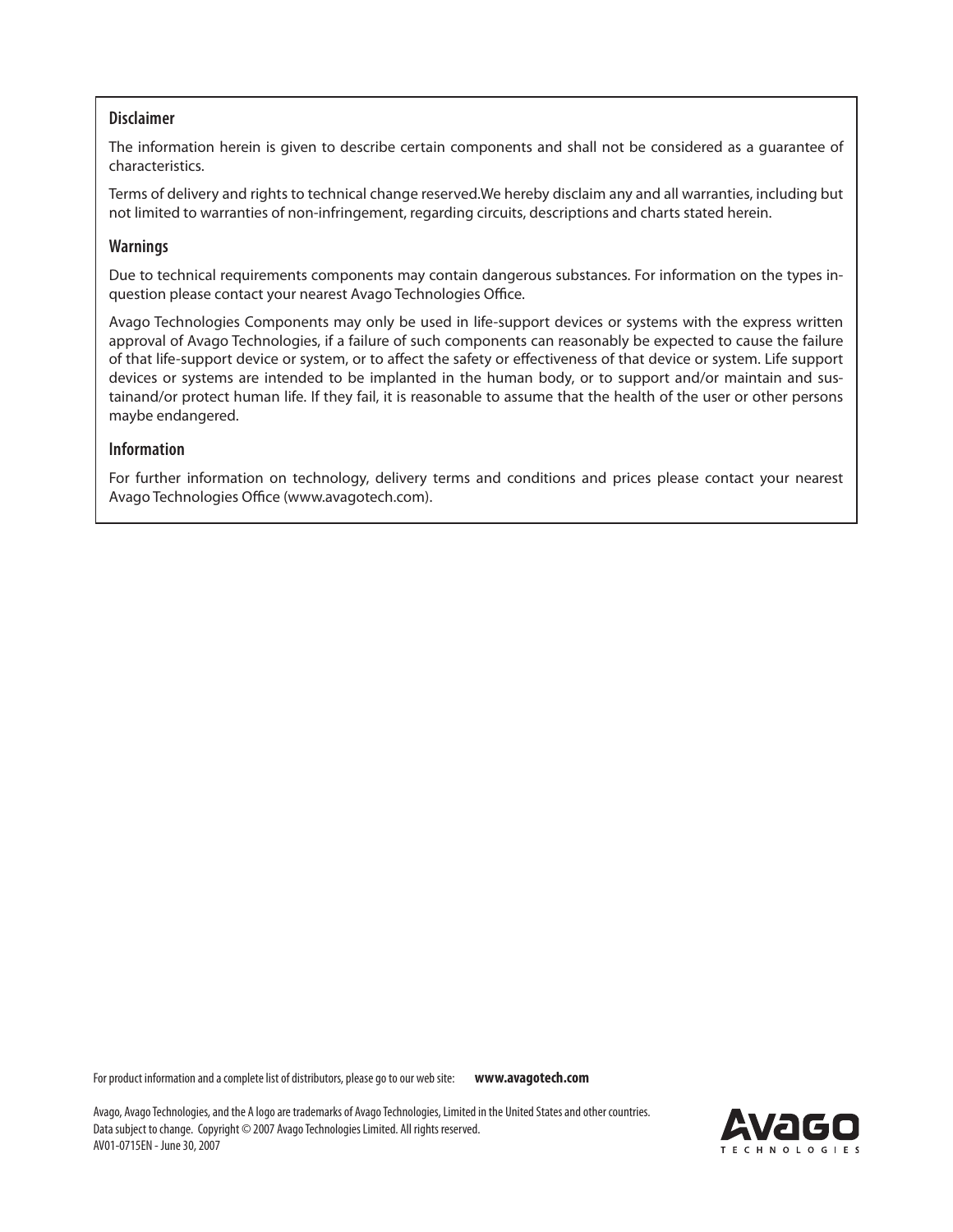### Disclaimer

The information herein is given to describe certain components and shall not be considered as a guarantee of characteristics.

Terms of delivery and rights to technical change reserved.We hereby disclaim any and all warranties, including but not limited to warranties of non-infringement, regarding circuits, descriptions and charts stated herein.

### Warnings

Due to technical requirements components may contain dangerous substances. For information on the types in-question please contact your nearest Avago Technologies Office.

Avago Technologies Components may only be used in life-support devices or systems with the express written approval of Avago Technologies, if a failure of such components can reasonably be expected to cause the failure of that life-support device or system, or to affect the safety or effectiveness of that device or system. Life support devices or systems are intended to be implanted in the human body, or to support and/or maintain and sus-tainand/or protect human life. If they fail, it is reasonable to assume that the health of the user or other persons maybe endangered.

### Information

For further information on technology, delivery terms and conditions and prices please contact your nearest Avago Technologies Office (www.avagotech.com).

For product information and a complete list of distributors, please go to our web site: **www.avagotech.com**

Avago, Avago Technologies, and the A logo are trademarks of Avago Technologies, Limited in the United States and other countries.
Data subject to change. Copyright © 2007 Avago Technologies Limited. All rights reserved.
AV01-0715EN - June 30, 2007

AVAGO TECHNOLOGIES